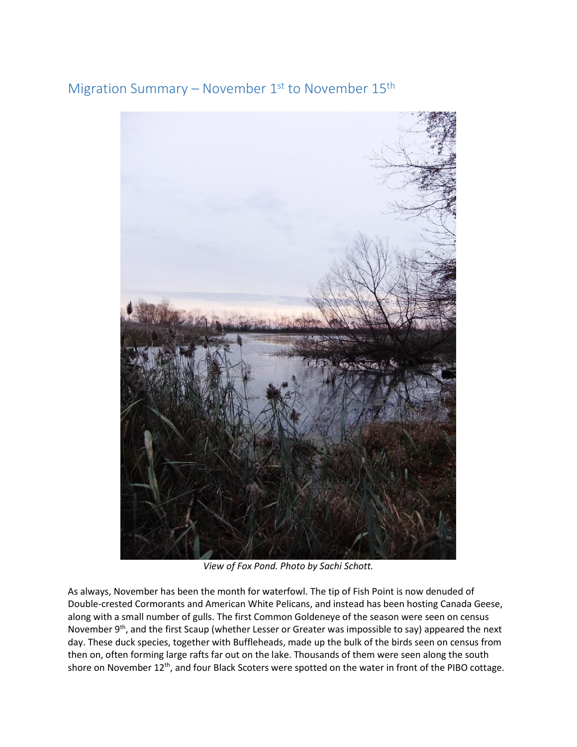## Migration Summary – November 1st to November 15th

*View of Fox Pond. Photo by Sachi Schott.*

As always, November has been the month for waterfowl. The tip of Fish Point is now denuded of Double-crested Cormorants and American White Pelicans, and instead has been hosting Canada Geese, along with a small number of gulls. The first Common Goldeneye of the season were seen on census November 9th, and the first Scaup (whether Lesser or Greater was impossible to say) appeared the next day. These duck species, together with Buffleheads, made up the bulk of the birds seen on census from then on, often forming large rafts far out on the lake. Thousands of them were seen along the south shore on November 12th, and four Black Scoters were spotted on the water in front of the PIBO cottage.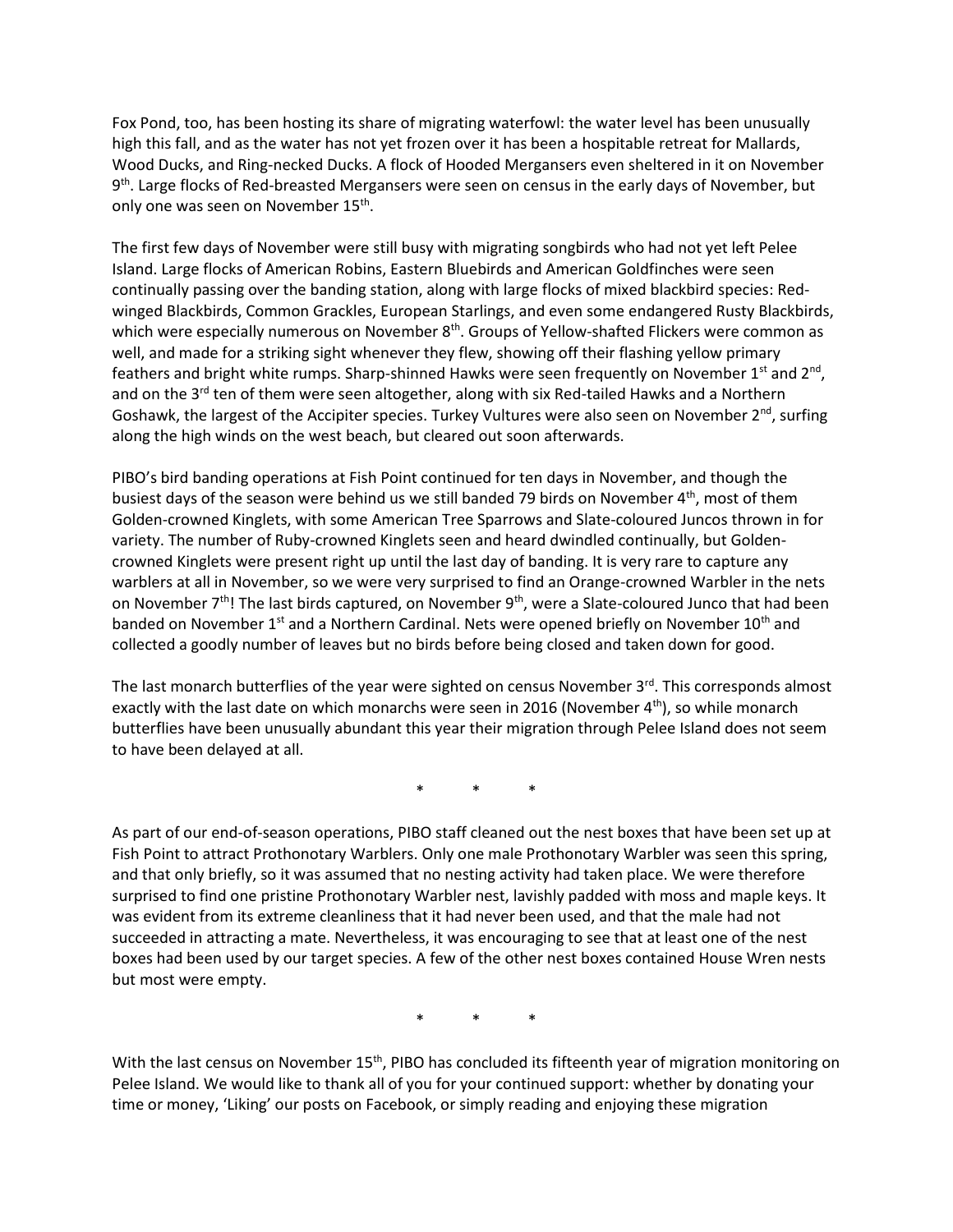Fox Pond, too, has been hosting its share of migrating waterfowl: the water level has been unusually high this fall, and as the water has not yet frozen over it has been a hospitable retreat for Mallards, Wood Ducks, and Ring-necked Ducks. A flock of Hooded Mergansers even sheltered in it on November 9th. Large flocks of Red-breasted Mergansers were seen on census in the early days of November, but only one was seen on November 15th.

The first few days of November were still busy with migrating songbirds who had not yet left Pelee Island. Large flocks of American Robins, Eastern Bluebirds and American Goldfinches were seen continually passing over the banding station, along with large flocks of mixed blackbird species: Red-winged Blackbirds, Common Grackles, European Starlings, and even some endangered Rusty Blackbirds, which were especially numerous on November 8th. Groups of Yellow-shafted Flickers were common as well, and made for a striking sight whenever they flew, showing off their flashing yellow primary feathers and bright white rumps. Sharp-shinned Hawks were seen frequently on November 1st and 2nd, and on the 3rd ten of them were seen altogether, along with six Red-tailed Hawks and a Northern Goshawk, the largest of the Accipiter species. Turkey Vultures were also seen on November 2nd, surfing along the high winds on the west beach, but cleared out soon afterwards.

PIBO's bird banding operations at Fish Point continued for ten days in November, and though the busiest days of the season were behind us we still banded 79 birds on November 4th, most of them Golden-crowned Kinglets, with some American Tree Sparrows and Slate-coloured Juncos thrown in for variety. The number of Ruby-crowned Kinglets seen and heard dwindled continually, but Golden-crowned Kinglets were present right up until the last day of banding. It is very rare to capture any warblers at all in November, so we were very surprised to find an Orange-crowned Warbler in the nets on November 7th! The last birds captured, on November 9th, were a Slate-coloured Junco that had been banded on November 1st and a Northern Cardinal. Nets were opened briefly on November 10th and collected a goodly number of leaves but no birds before being closed and taken down for good.

The last monarch butterflies of the year were sighted on census November 3rd. This corresponds almost exactly with the last date on which monarchs were seen in 2016 (November 4th), so while monarch butterflies have been unusually abundant this year their migration through Pelee Island does not seem to have been delayed at all.

\* \* \*

As part of our end-of-season operations, PIBO staff cleaned out the nest boxes that have been set up at Fish Point to attract Prothonotary Warblers. Only one male Prothonotary Warbler was seen this spring, and that only briefly, so it was assumed that no nesting activity had taken place. We were therefore surprised to find one pristine Prothonotary Warbler nest, lavishly padded with moss and maple keys. It was evident from its extreme cleanliness that it had never been used, and that the male had not succeeded in attracting a mate. Nevertheless, it was encouraging to see that at least one of the nest boxes had been used by our target species. A few of the other nest boxes contained House Wren nests but most were empty.

\* \* \*

With the last census on November 15th, PIBO has concluded its fifteenth year of migration monitoring on Pelee Island. We would like to thank all of you for your continued support: whether by donating your time or money, 'Liking' our posts on Facebook, or simply reading and enjoying these migration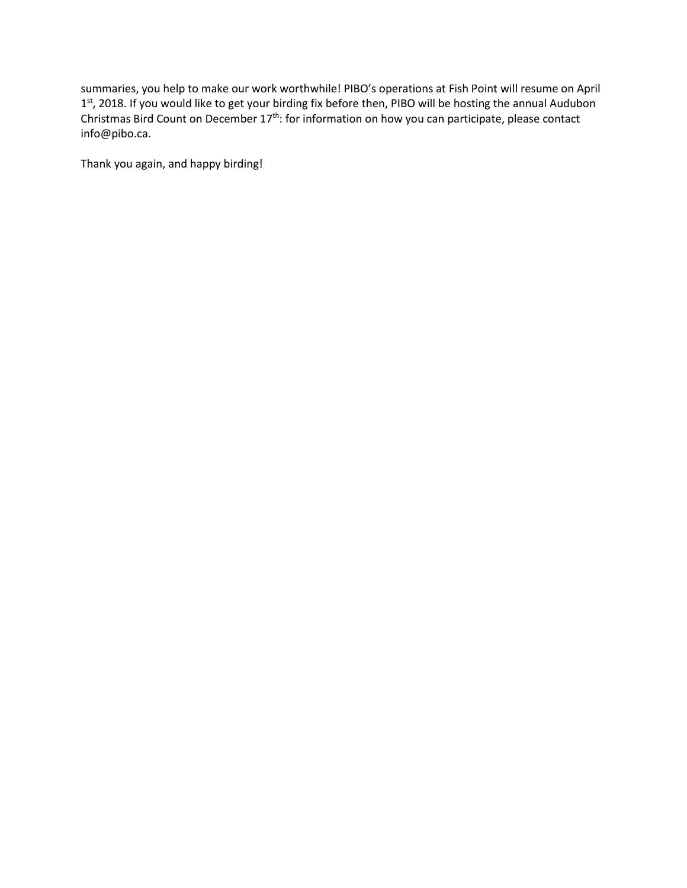summaries, you help to make our work worthwhile! PIBO's operations at Fish Point will resume on April 1st, 2018. If you would like to get your birding fix before then, PIBO will be hosting the annual Audubon Christmas Bird Count on December 17th: for information on how you can participate, please contact info@pibo.ca.

Thank you again, and happy birding!